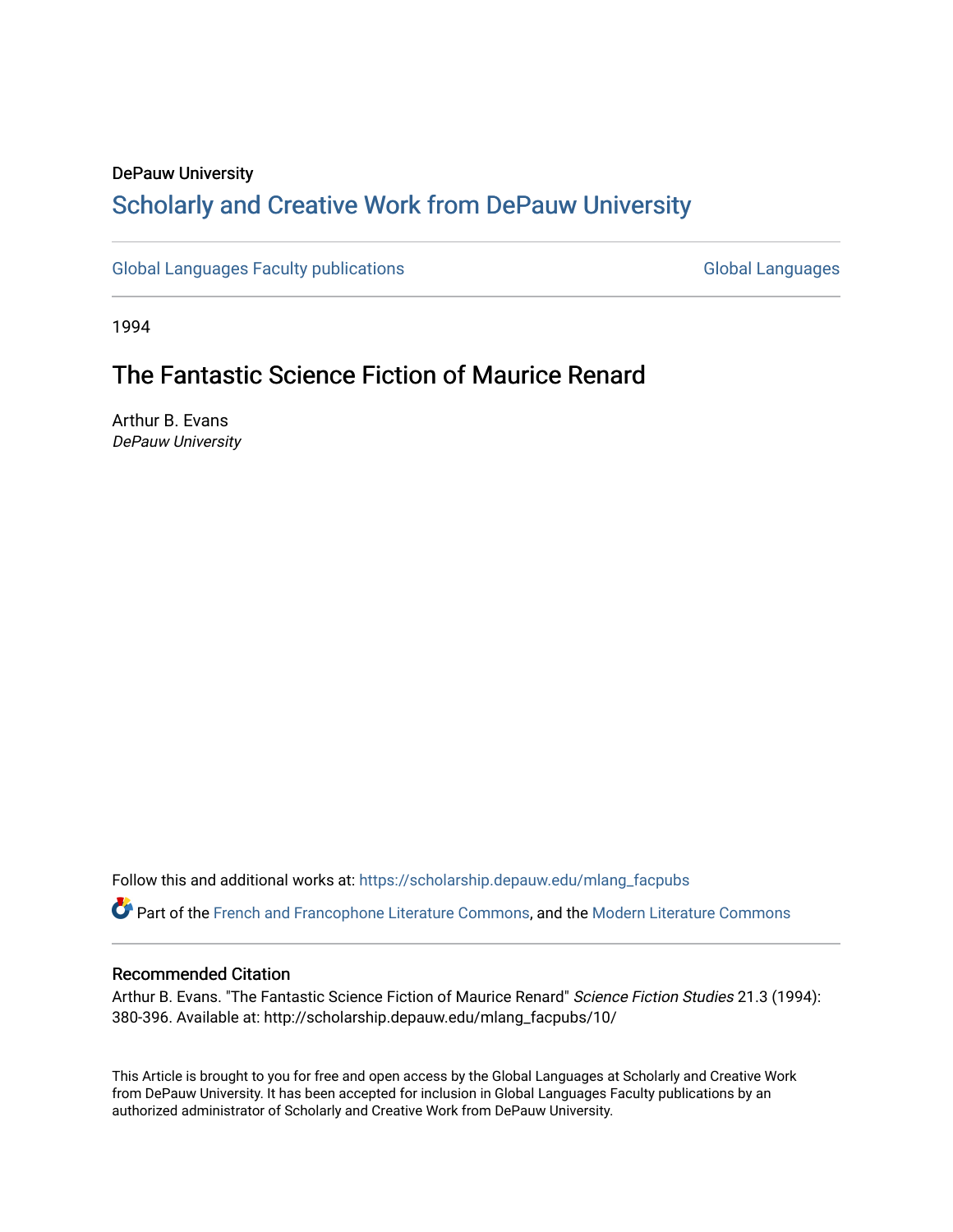DePauw University

# Scholarly and Creative Work from DePauw University

Global Languages Faculty publications | Global Languages

1994

## The Fantastic Science Fiction of Maurice Renard

Arthur B. Evans
*DePauw University*

Follow this and additional works at: https://scholarship.depauw.edu/mlang_facpubs

Part of the French and Francophone Literature Commons, and the Modern Literature Commons

### Recommended Citation

Arthur B. Evans. "The Fantastic Science Fiction of Maurice Renard" *Science Fiction Studies* 21.3 (1994): 380-396. Available at: http://scholarship.depauw.edu/mlang_facpubs/10/

This Article is brought to you for free and open access by the Global Languages at Scholarly and Creative Work from DePauw University. It has been accepted for inclusion in Global Languages Faculty publications by an authorized administrator of Scholarly and Creative Work from DePauw University.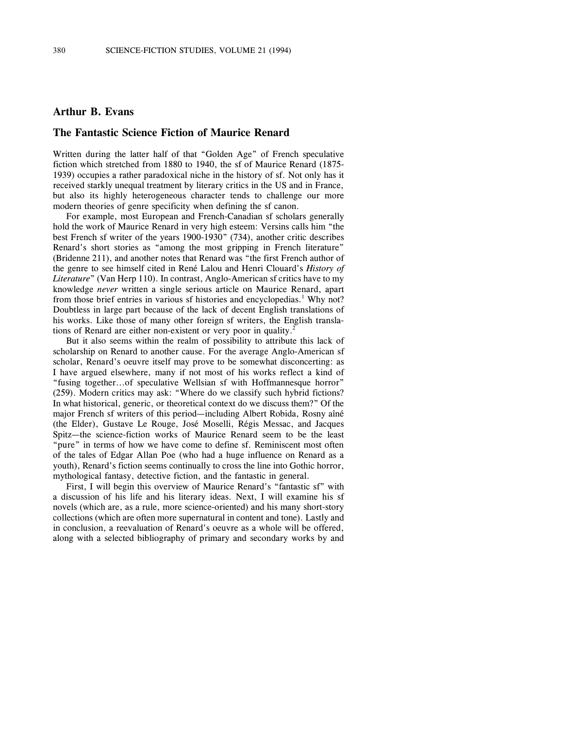## Arthur B. Evans

## The Fantastic Science Fiction of Maurice Renard

Written during the latter half of that "Golden Age" of French speculative fiction which stretched from 1880 to 1940, the sf of Maurice Renard (1875-1939) occupies a rather paradoxical niche in the history of sf. Not only has it received starkly unequal treatment by literary critics in the US and in France, but also its highly heterogeneous character tends to challenge our more modern theories of genre specificity when defining the sf canon.

For example, most European and French-Canadian sf scholars generally hold the work of Maurice Renard in very high esteem: Versins calls him "the best French sf writer of the years 1900-1930" (734), another critic describes Renard's short stories as "among the most gripping in French literature" (Bridenne 211), and another notes that Renard was "the first French author of the genre to see himself cited in René Lalou and Henri Clouard's *History of Literature*" (Van Herp 110). In contrast, Anglo-American sf critics have to my knowledge *never* written a single serious article on Maurice Renard, apart from those brief entries in various sf histories and encyclopedias.[1] Why not? Doubtless in large part because of the lack of decent English translations of his works. Like those of many other foreign sf writers, the English translations of Renard are either non-existent or very poor in quality.[2]

But it also seems within the realm of possibility to attribute this lack of scholarship on Renard to another cause. For the average Anglo-American sf scholar, Renard's oeuvre itself may prove to be somewhat disconcerting: as I have argued elsewhere, many if not most of his works reflect a kind of "fusing together...of speculative Wellsian sf with Hoffmannesque horror" (259). Modern critics may ask: "Where do we classify such hybrid fictions? In what historical, generic, or theoretical context do we discuss them?" Of the major French sf writers of this period—including Albert Robida, Rosny aîné (the Elder), Gustave Le Rouge, José Moselli, Régis Messac, and Jacques Spitz—the science-fiction works of Maurice Renard seem to be the least "pure" in terms of how we have come to define sf. Reminiscent most often of the tales of Edgar Allan Poe (who had a huge influence on Renard as a youth), Renard's fiction seems continually to cross the line into Gothic horror, mythological fantasy, detective fiction, and the fantastic in general.

First, I will begin this overview of Maurice Renard's "fantastic sf" with a discussion of his life and his literary ideas. Next, I will examine his sf novels (which are, as a rule, more science-oriented) and his many short-story collections (which are often more supernatural in content and tone). Lastly and in conclusion, a reevaluation of Renard's oeuvre as a whole will be offered, along with a selected bibliography of primary and secondary works by and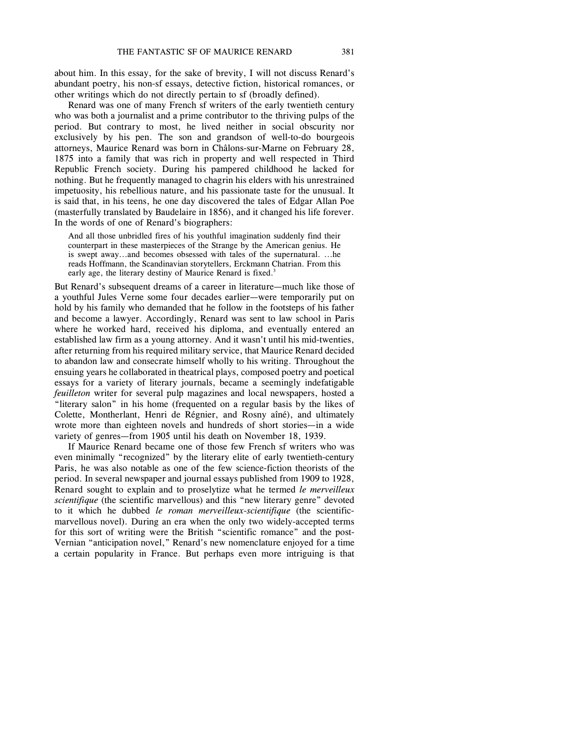about him. In this essay, for the sake of brevity, I will not discuss Renard's abundant poetry, his non-sf essays, detective fiction, historical romances, or other writings which do not directly pertain to sf (broadly defined).

Renard was one of many French sf writers of the early twentieth century who was both a journalist and a prime contributor to the thriving pulps of the period. But contrary to most, he lived neither in social obscurity nor exclusively by his pen. The son and grandson of well-to-do bourgeois attorneys, Maurice Renard was born in Châlons-sur-Marne on February 28, 1875 into a family that was rich in property and well respected in Third Republic French society. During his pampered childhood he lacked for nothing. But he frequently managed to chagrin his elders with his unrestrained impetuosity, his rebellious nature, and his passionate taste for the unusual. It is said that, in his teens, he one day discovered the tales of Edgar Allan Poe (masterfully translated by Baudelaire in 1856), and it changed his life forever. In the words of one of Renard's biographers:

> And all those unbridled fires of his youthful imagination suddenly find their counterpart in these masterpieces of the Strange by the American genius. He is swept away…and becomes obsessed with tales of the supernatural. …he reads Hoffmann, the Scandinavian storytellers, Erckmann Chatrian. From this early age, the literary destiny of Maurice Renard is fixed.[3]

But Renard's subsequent dreams of a career in literature—much like those of a youthful Jules Verne some four decades earlier—were temporarily put on hold by his family who demanded that he follow in the footsteps of his father and become a lawyer. Accordingly, Renard was sent to law school in Paris where he worked hard, received his diploma, and eventually entered an established law firm as a young attorney. And it wasn't until his mid-twenties, after returning from his required military service, that Maurice Renard decided to abandon law and consecrate himself wholly to his writing. Throughout the ensuing years he collaborated in theatrical plays, composed poetry and poetical essays for a variety of literary journals, became a seemingly indefatigable *feuilleton* writer for several pulp magazines and local newspapers, hosted a "literary salon" in his home (frequented on a regular basis by the likes of Colette, Montherlant, Henri de Régnier, and Rosny aîné), and ultimately wrote more than eighteen novels and hundreds of short stories—in a wide variety of genres—from 1905 until his death on November 18, 1939.

If Maurice Renard became one of those few French sf writers who was even minimally "recognized" by the literary elite of early twentieth-century Paris, he was also notable as one of the few science-fiction theorists of the period. In several newspaper and journal essays published from 1909 to 1928, Renard sought to explain and to proselytize what he termed *le merveilleux scientifique* (the scientific marvellous) and this "new literary genre" devoted to it which he dubbed *le roman merveilleux-scientifique* (the scientific-marvellous novel). During an era when the only two widely-accepted terms for this sort of writing were the British "scientific romance" and the post-Vernian "anticipation novel," Renard's new nomenclature enjoyed for a time a certain popularity in France. But perhaps even more intriguing is that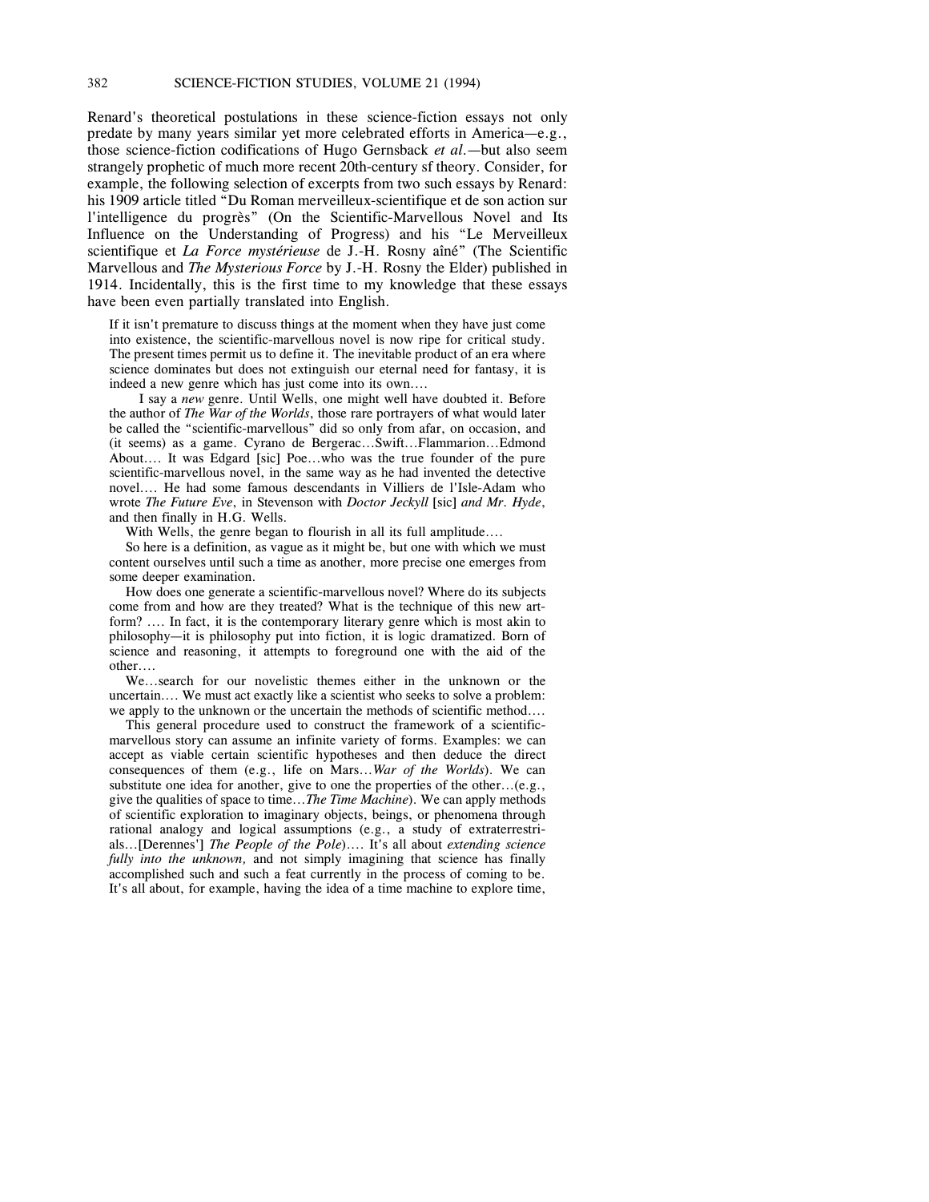Renard's theoretical postulations in these science-fiction essays not only predate by many years similar yet more celebrated efforts in America—e.g., those science-fiction codifications of Hugo Gernsback *et al.*—but also seem strangely prophetic of much more recent 20th-century sf theory. Consider, for example, the following selection of excerpts from two such essays by Renard: his 1909 article titled "Du Roman merveilleux-scientifique et de son action sur l'intelligence du progrès" (On the Scientific-Marvellous Novel and Its Influence on the Understanding of Progress) and his "Le Merveilleux scientifique et *La Force mystérieuse* de J.-H. Rosny aîné" (The Scientific Marvellous and *The Mysterious Force* by J.-H. Rosny the Elder) published in 1914. Incidentally, this is the first time to my knowledge that these essays have been even partially translated into English.

> If it isn't premature to discuss things at the moment when they have just come into existence, the scientific-marvellous novel is now ripe for critical study. The present times permit us to define it. The inevitable product of an era where science dominates but does not extinguish our eternal need for fantasy, it is indeed a new genre which has just come into its own....
>
> I say a *new* genre. Until Wells, one might well have doubted it. Before the author of *The War of the Worlds*, those rare portrayers of what would later be called the "scientific-marvellous" did so only from afar, on occasion, and (it seems) as a game. Cyrano de Bergerac...Swift...Flammarion...Edmond About.... It was Edgard [sic] Poe...who was the true founder of the pure scientific-marvellous novel, in the same way as he had invented the detective novel.... He had some famous descendants in Villiers de l'Isle-Adam who wrote *The Future Eve*, in Stevenson with *Doctor Jeckyll* [sic] *and Mr. Hyde*, and then finally in H.G. Wells.
>
> With Wells, the genre began to flourish in all its full amplitude....
>
> So here is a definition, as vague as it might be, but one with which we must content ourselves until such a time as another, more precise one emerges from some deeper examination.
>
> How does one generate a scientific-marvellous novel? Where do its subjects come from and how are they treated? What is the technique of this new art-form? .... In fact, it is the contemporary literary genre which is most akin to philosophy—it is philosophy put into fiction, it is logic dramatized. Born of science and reasoning, it attempts to foreground one with the aid of the other....
>
> We...search for our novelistic themes either in the unknown or the uncertain.... We must act exactly like a scientist who seeks to solve a problem: we apply to the unknown or the uncertain the methods of scientific method....
>
> This general procedure used to construct the framework of a scientific-marvellous story can assume an infinite variety of forms. Examples: we can accept as viable certain scientific hypotheses and then deduce the direct consequences of them (e.g., life on Mars...*War of the Worlds*). We can substitute one idea for another, give to one the properties of the other...(e.g., give the qualities of space to time...*The Time Machine*). We can apply methods of scientific exploration to imaginary objects, beings, or phenomena through rational analogy and logical assumptions (e.g., a study of extraterrestrials...[Derennes'] *The People of the Pole*).... It's all about *extending science fully into the unknown,* and not simply imagining that science has finally accomplished such and such a feat currently in the process of coming to be. It's all about, for example, having the idea of a time machine to explore time,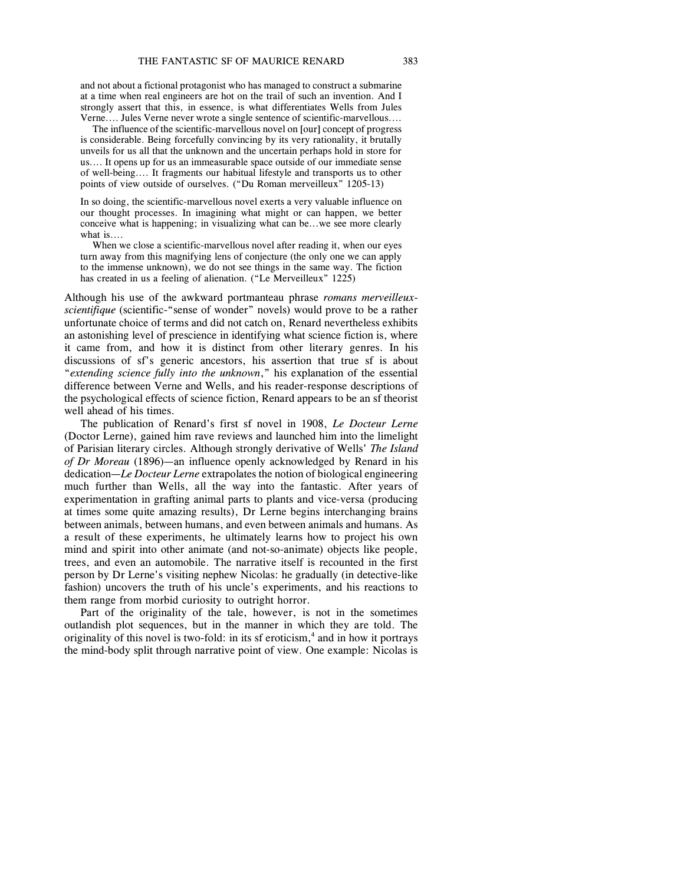> and not about a fictional protagonist who has managed to construct a submarine at a time when real engineers are hot on the trail of such an invention. And I strongly assert that this, in essence, is what differentiates Wells from Jules Verne.... Jules Verne never wrote a single sentence of scientific-marvellous....
>
> The influence of the scientific-marvellous novel on [our] concept of progress is considerable. Being forcefully convincing by its very rationality, it brutally unveils for us all that the unknown and the uncertain perhaps hold in store for us.... It opens up for us an immeasurable space outside of our immediate sense of well-being.... It fragments our habitual lifestyle and transports us to other points of view outside of ourselves. ("Du Roman merveilleux" 1205-13)

> In so doing, the scientific-marvellous novel exerts a very valuable influence on our thought processes. In imagining what might or can happen, we better conceive what is happening; in visualizing what can be...we see more clearly what is....
>
> When we close a scientific-marvellous novel after reading it, when our eyes turn away from this magnifying lens of conjecture (the only one we can apply to the immense unknown), we do not see things in the same way. The fiction has created in us a feeling of alienation. ("Le Merveilleux" 1225)

Although his use of the awkward portmanteau phrase *romans merveilleux-scientifique* (scientific-"sense of wonder" novels) would prove to be a rather unfortunate choice of terms and did not catch on, Renard nevertheless exhibits an astonishing level of prescience in identifying what science fiction is, where it came from, and how it is distinct from other literary genres. In his discussions of sf's generic ancestors, his assertion that true sf is about "*extending science fully into the unknown*," his explanation of the essential difference between Verne and Wells, and his reader-response descriptions of the psychological effects of science fiction, Renard appears to be an sf theorist well ahead of his times.

The publication of Renard's first sf novel in 1908, *Le Docteur Lerne* (Doctor Lerne), gained him rave reviews and launched him into the limelight of Parisian literary circles. Although strongly derivative of Wells' *The Island of Dr Moreau* (1896)—an influence openly acknowledged by Renard in his dedication—*Le Docteur Lerne* extrapolates the notion of biological engineering much further than Wells, all the way into the fantastic. After years of experimentation in grafting animal parts to plants and vice-versa (producing at times some quite amazing results), Dr Lerne begins interchanging brains between animals, between humans, and even between animals and humans. As a result of these experiments, he ultimately learns how to project his own mind and spirit into other animate (and not-so-animate) objects like people, trees, and even an automobile. The narrative itself is recounted in the first person by Dr Lerne's visiting nephew Nicolas: he gradually (in detective-like fashion) uncovers the truth of his uncle's experiments, and his reactions to them range from morbid curiosity to outright horror.

Part of the originality of the tale, however, is not in the sometimes outlandish plot sequences, but in the manner in which they are told. The originality of this novel is two-fold: in its sf eroticism,[4] and in how it portrays the mind-body split through narrative point of view. One example: Nicolas is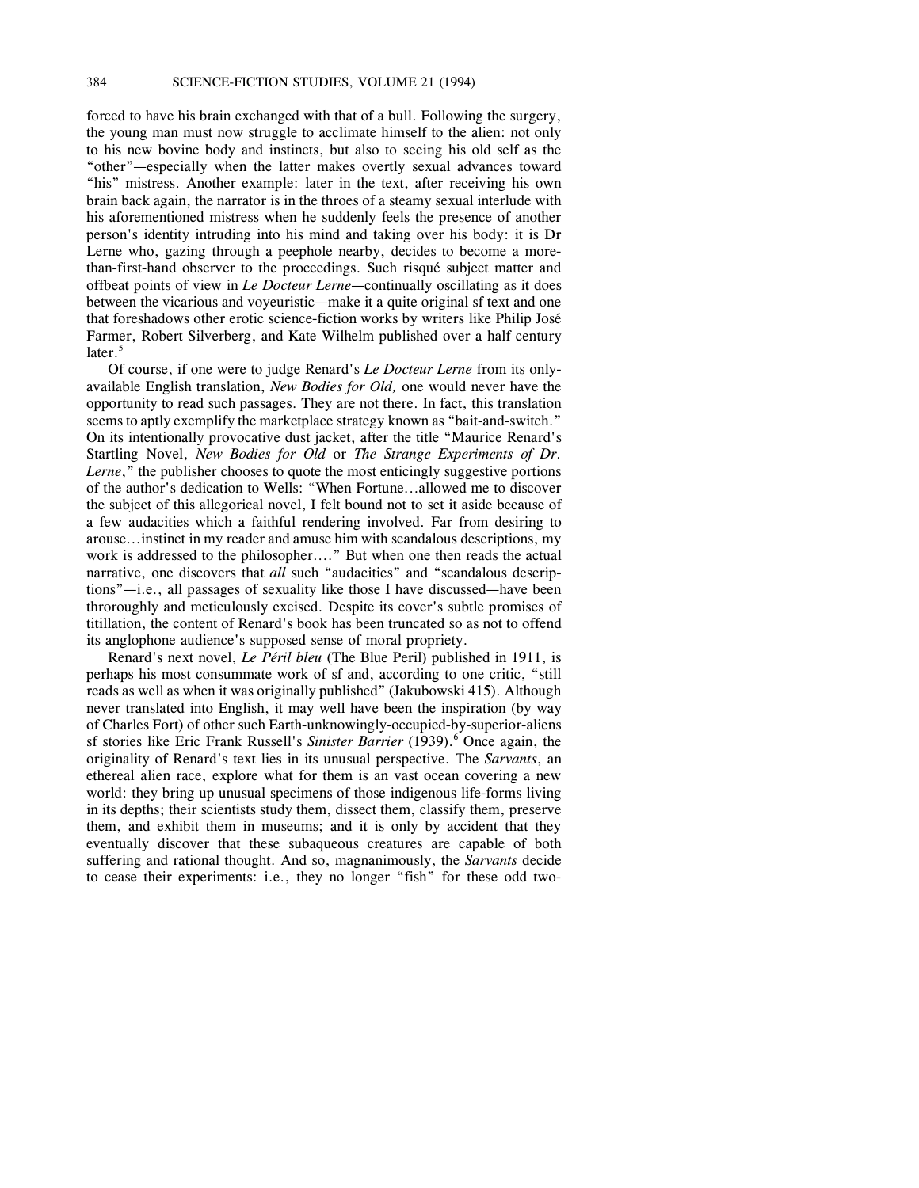forced to have his brain exchanged with that of a bull. Following the surgery, the young man must now struggle to acclimate himself to the alien: not only to his new bovine body and instincts, but also to seeing his old self as the "other"—especially when the latter makes overtly sexual advances toward "his" mistress. Another example: later in the text, after receiving his own brain back again, the narrator is in the throes of a steamy sexual interlude with his aforementioned mistress when he suddenly feels the presence of another person's identity intruding into his mind and taking over his body: it is Dr Lerne who, gazing through a peephole nearby, decides to become a more-than-first-hand observer to the proceedings. Such risqué subject matter and offbeat points of view in *Le Docteur Lerne*—continually oscillating as it does between the vicarious and voyeuristic—make it a quite original sf text and one that foreshadows other erotic science-fiction works by writers like Philip José Farmer, Robert Silverberg, and Kate Wilhelm published over a half century later.[5]

Of course, if one were to judge Renard's *Le Docteur Lerne* from its only-available English translation, *New Bodies for Old,* one would never have the opportunity to read such passages. They are not there. In fact, this translation seems to aptly exemplify the marketplace strategy known as "bait-and-switch." On its intentionally provocative dust jacket, after the title "Maurice Renard's Startling Novel, *New Bodies for Old* or *The Strange Experiments of Dr. Lerne*," the publisher chooses to quote the most enticingly suggestive portions of the author's dedication to Wells: "When Fortune…allowed me to discover the subject of this allegorical novel, I felt bound not to set it aside because of a few audacities which a faithful rendering involved. Far from desiring to arouse…instinct in my reader and amuse him with scandalous descriptions, my work is addressed to the philosopher…." But when one then reads the actual narrative, one discovers that *all* such "audacities" and "scandalous descriptions"—i.e., all passages of sexuality like those I have discussed—have been throroughly and meticulously excised. Despite its cover's subtle promises of titillation, the content of Renard's book has been truncated so as not to offend its anglophone audience's supposed sense of moral propriety.

Renard's next novel, *Le Péril bleu* (The Blue Peril) published in 1911, is perhaps his most consummate work of sf and, according to one critic, "still reads as well as when it was originally published" (Jakubowski 415). Although never translated into English, it may well have been the inspiration (by way of Charles Fort) of other such Earth-unknowingly-occupied-by-superior-aliens sf stories like Eric Frank Russell's *Sinister Barrier* (1939).[6] Once again, the originality of Renard's text lies in its unusual perspective. The *Sarvants*, an ethereal alien race, explore what for them is an vast ocean covering a new world: they bring up unusual specimens of those indigenous life-forms living in its depths; their scientists study them, dissect them, classify them, preserve them, and exhibit them in museums; and it is only by accident that they eventually discover that these subaqueous creatures are capable of both suffering and rational thought. And so, magnanimously, the *Sarvants* decide to cease their experiments: i.e., they no longer "fish" for these odd two-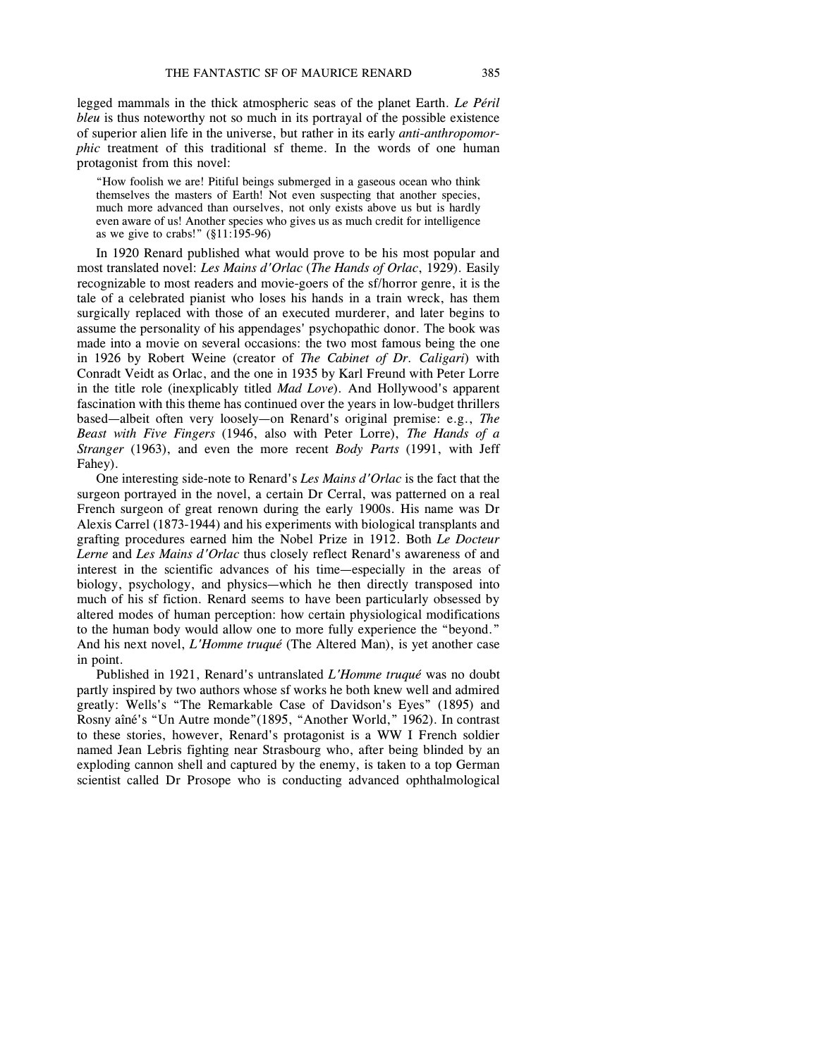legged mammals in the thick atmospheric seas of the planet Earth. *Le Péril bleu* is thus noteworthy not so much in its portrayal of the possible existence of superior alien life in the universe, but rather in its early *anti-anthropomorphic* treatment of this traditional sf theme. In the words of one human protagonist from this novel:

> "How foolish we are! Pitiful beings submerged in a gaseous ocean who think themselves the masters of Earth! Not even suspecting that another species, much more advanced than ourselves, not only exists above us but is hardly even aware of us! Another species who gives us as much credit for intelligence as we give to crabs!" (§11:195-96)

In 1920 Renard published what would prove to be his most popular and most translated novel: *Les Mains d'Orlac* (*The Hands of Orlac*, 1929). Easily recognizable to most readers and movie-goers of the sf/horror genre, it is the tale of a celebrated pianist who loses his hands in a train wreck, has them surgically replaced with those of an executed murderer, and later begins to assume the personality of his appendages' psychopathic donor. The book was made into a movie on several occasions: the two most famous being the one in 1926 by Robert Weine (creator of *The Cabinet of Dr. Caligari*) with Conradt Veidt as Orlac, and the one in 1935 by Karl Freund with Peter Lorre in the title role (inexplicably titled *Mad Love*). And Hollywood's apparent fascination with this theme has continued over the years in low-budget thrillers based—albeit often very loosely—on Renard's original premise: e.g., *The Beast with Five Fingers* (1946, also with Peter Lorre), *The Hands of a Stranger* (1963), and even the more recent *Body Parts* (1991, with Jeff Fahey).

One interesting side-note to Renard's *Les Mains d'Orlac* is the fact that the surgeon portrayed in the novel, a certain Dr Cerral, was patterned on a real French surgeon of great renown during the early 1900s. His name was Dr Alexis Carrel (1873-1944) and his experiments with biological transplants and grafting procedures earned him the Nobel Prize in 1912. Both *Le Docteur Lerne* and *Les Mains d'Orlac* thus closely reflect Renard's awareness of and interest in the scientific advances of his time—especially in the areas of biology, psychology, and physics—which he then directly transposed into much of his sf fiction. Renard seems to have been particularly obsessed by altered modes of human perception: how certain physiological modifications to the human body would allow one to more fully experience the "beyond." And his next novel, *L'Homme truqué* (The Altered Man), is yet another case in point.

Published in 1921, Renard's untranslated *L'Homme truqué* was no doubt partly inspired by two authors whose sf works he both knew well and admired greatly: Wells's "The Remarkable Case of Davidson's Eyes" (1895) and Rosny aîné's "Un Autre monde"(1895, "Another World," 1962). In contrast to these stories, however, Renard's protagonist is a WW I French soldier named Jean Lebris fighting near Strasbourg who, after being blinded by an exploding cannon shell and captured by the enemy, is taken to a top German scientist called Dr Prosope who is conducting advanced ophthalmological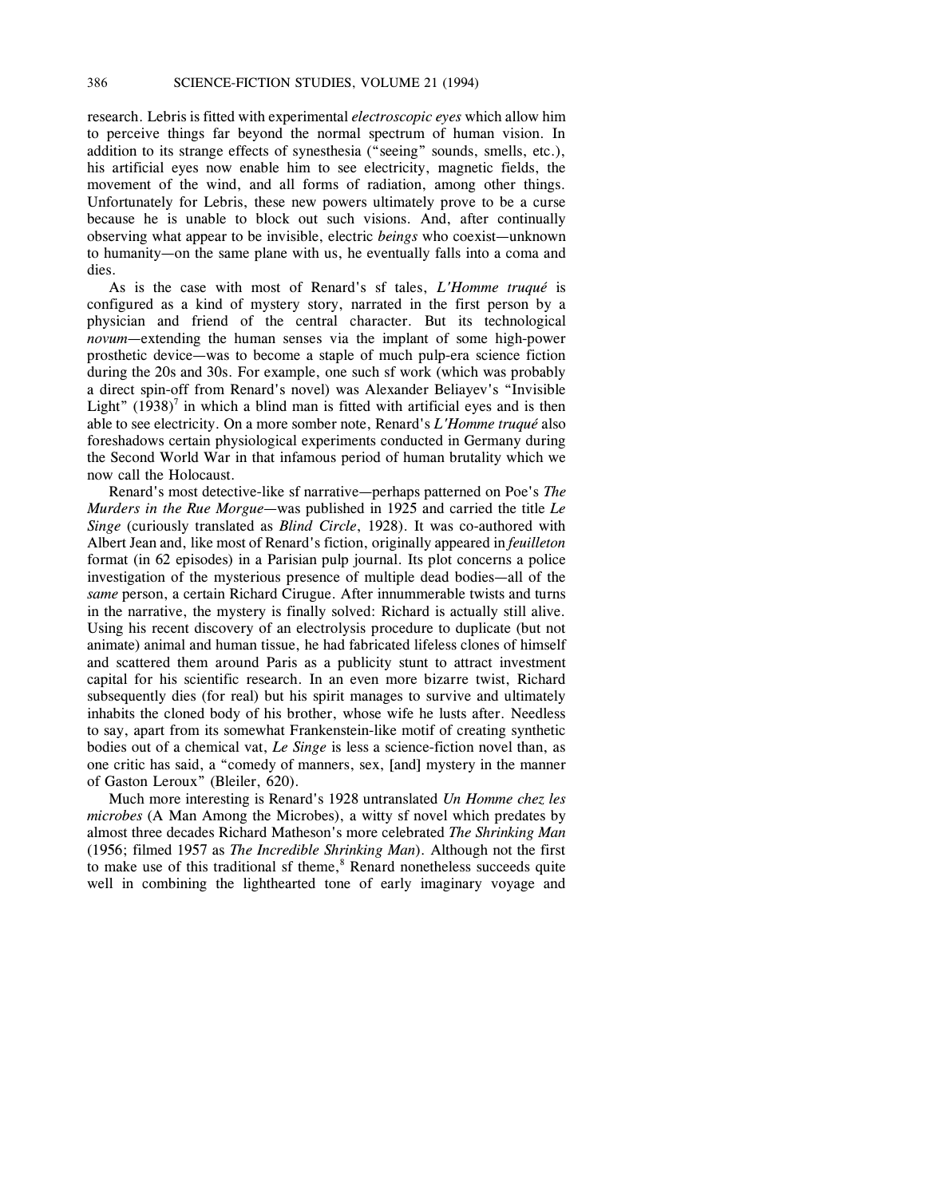research. Lebris is fitted with experimental *electroscopic eyes* which allow him to perceive things far beyond the normal spectrum of human vision. In addition to its strange effects of synesthesia ("seeing" sounds, smells, etc.), his artificial eyes now enable him to see electricity, magnetic fields, the movement of the wind, and all forms of radiation, among other things. Unfortunately for Lebris, these new powers ultimately prove to be a curse because he is unable to block out such visions. And, after continually observing what appear to be invisible, electric *beings* who coexist—unknown to humanity—on the same plane with us, he eventually falls into a coma and dies.

As is the case with most of Renard's sf tales, *L'Homme truqué* is configured as a kind of mystery story, narrated in the first person by a physician and friend of the central character. But its technological *novum*—extending the human senses via the implant of some high-power prosthetic device—was to become a staple of much pulp-era science fiction during the 20s and 30s. For example, one such sf work (which was probably a direct spin-off from Renard's novel) was Alexander Beliayev's "Invisible Light" (1938)[7] in which a blind man is fitted with artificial eyes and is then able to see electricity. On a more somber note, Renard's *L'Homme truqué* also foreshadows certain physiological experiments conducted in Germany during the Second World War in that infamous period of human brutality which we now call the Holocaust.

Renard's most detective-like sf narrative—perhaps patterned on Poe's *The Murders in the Rue Morgue*—was published in 1925 and carried the title *Le Singe* (curiously translated as *Blind Circle*, 1928). It was co-authored with Albert Jean and, like most of Renard's fiction, originally appeared in *feuilleton* format (in 62 episodes) in a Parisian pulp journal. Its plot concerns a police investigation of the mysterious presence of multiple dead bodies—all of the *same* person, a certain Richard Cirugue. After innummerable twists and turns in the narrative, the mystery is finally solved: Richard is actually still alive. Using his recent discovery of an electrolysis procedure to duplicate (but not animate) animal and human tissue, he had fabricated lifeless clones of himself and scattered them around Paris as a publicity stunt to attract investment capital for his scientific research. In an even more bizarre twist, Richard subsequently dies (for real) but his spirit manages to survive and ultimately inhabits the cloned body of his brother, whose wife he lusts after. Needless to say, apart from its somewhat Frankenstein-like motif of creating synthetic bodies out of a chemical vat, *Le Singe* is less a science-fiction novel than, as one critic has said, a "comedy of manners, sex, [and] mystery in the manner of Gaston Leroux" (Bleiler, 620).

Much more interesting is Renard's 1928 untranslated *Un Homme chez les microbes* (A Man Among the Microbes), a witty sf novel which predates by almost three decades Richard Matheson's more celebrated *The Shrinking Man* (1956; filmed 1957 as *The Incredible Shrinking Man*). Although not the first to make use of this traditional sf theme,[8] Renard nonetheless succeeds quite well in combining the lighthearted tone of early imaginary voyage and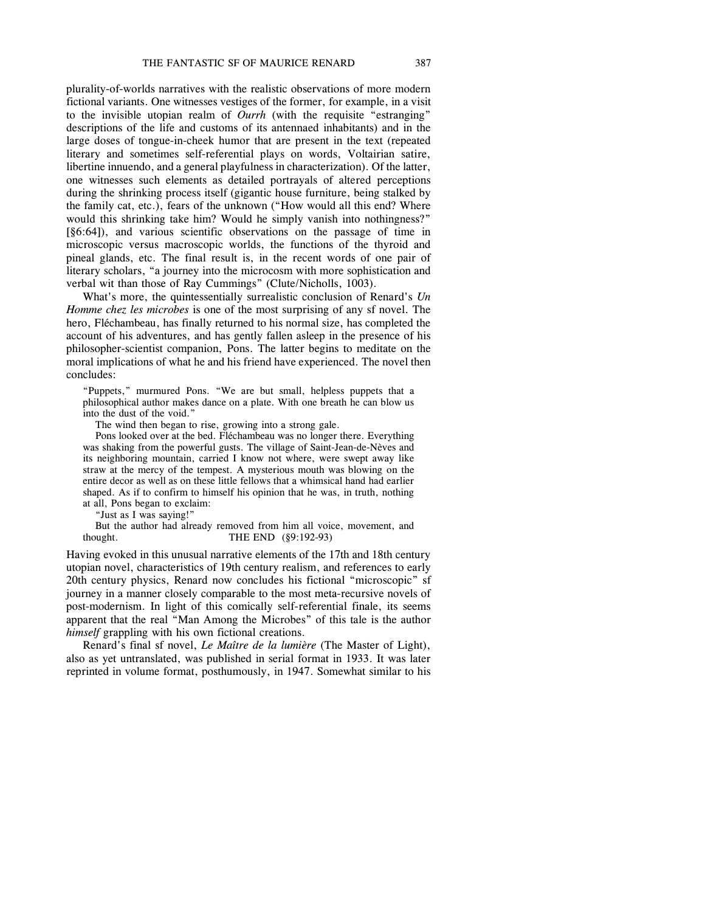plurality-of-worlds narratives with the realistic observations of more modern fictional variants. One witnesses vestiges of the former, for example, in a visit to the invisible utopian realm of *Ourrh* (with the requisite "estranging" descriptions of the life and customs of its antennaed inhabitants) and in the large doses of tongue-in-cheek humor that are present in the text (repeated literary and sometimes self-referential plays on words, Voltairian satire, libertine innuendo, and a general playfulness in characterization). Of the latter, one witnesses such elements as detailed portrayals of altered perceptions during the shrinking process itself (gigantic house furniture, being stalked by the family cat, etc.), fears of the unknown ("How would all this end? Where would this shrinking take him? Would he simply vanish into nothingness?" [§6:64]), and various scientific observations on the passage of time in microscopic versus macroscopic worlds, the functions of the thyroid and pineal glands, etc. The final result is, in the recent words of one pair of literary scholars, "a journey into the microcosm with more sophistication and verbal wit than those of Ray Cummings" (Clute/Nicholls, 1003).

What's more, the quintessentially surrealistic conclusion of Renard's *Un Homme chez les microbes* is one of the most surprising of any sf novel. The hero, Fléchambeau, has finally returned to his normal size, has completed the account of his adventures, and has gently fallen asleep in the presence of his philosopher-scientist companion, Pons. The latter begins to meditate on the moral implications of what he and his friend have experienced. The novel then concludes:

> "Puppets," murmured Pons. "We are but small, helpless puppets that a philosophical author makes dance on a plate. With one breath he can blow us into the dust of the void."
>
> The wind then began to rise, growing into a strong gale.
>
> Pons looked over at the bed. Fléchambeau was no longer there. Everything was shaking from the powerful gusts. The village of Saint-Jean-de-Nèves and its neighboring mountain, carried I know not where, were swept away like straw at the mercy of the tempest. A mysterious mouth was blowing on the entire decor as well as on these little fellows that a whimsical hand had earlier shaped. As if to confirm to himself his opinion that he was, in truth, nothing at all, Pons began to exclaim:
>
> "Just as I was saying!"
>
> But the author had already removed from him all voice, movement, and thought. THE END (§9:192-93)

Having evoked in this unusual narrative elements of the 17th and 18th century utopian novel, characteristics of 19th century realism, and references to early 20th century physics, Renard now concludes his fictional "microscopic" sf journey in a manner closely comparable to the most meta-recursive novels of post-modernism. In light of this comically self-referential finale, its seems apparent that the real "Man Among the Microbes" of this tale is the author *himself* grappling with his own fictional creations.

Renard's final sf novel, *Le Maître de la lumière* (The Master of Light), also as yet untranslated, was published in serial format in 1933. It was later reprinted in volume format, posthumously, in 1947. Somewhat similar to his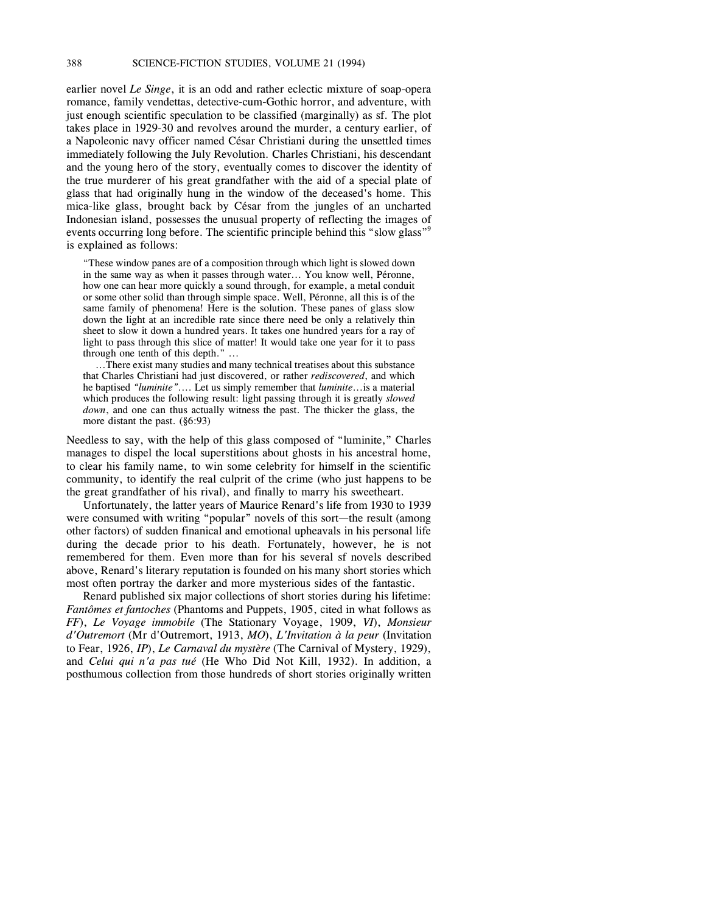earlier novel *Le Singe*, it is an odd and rather eclectic mixture of soap-opera romance, family vendettas, detective-cum-Gothic horror, and adventure, with just enough scientific speculation to be classified (marginally) as sf. The plot takes place in 1929-30 and revolves around the murder, a century earlier, of a Napoleonic navy officer named César Christiani during the unsettled times immediately following the July Revolution. Charles Christiani, his descendant and the young hero of the story, eventually comes to discover the identity of the true murderer of his great grandfather with the aid of a special plate of glass that had originally hung in the window of the deceased's home. This mica-like glass, brought back by César from the jungles of an uncharted Indonesian island, possesses the unusual property of reflecting the images of events occurring long before. The scientific principle behind this "slow glass"[9] is explained as follows:

> "These window panes are of a composition through which light is slowed down in the same way as when it passes through water… You know well, Péronne, how one can hear more quickly a sound through, for example, a metal conduit or some other solid than through simple space. Well, Péronne, all this is of the same family of phenomena! Here is the solution. These panes of glass slow down the light at an incredible rate since there need be only a relatively thin sheet to slow it down a hundred years. It takes one hundred years for a ray of light to pass through this slice of matter! It would take one year for it to pass through one tenth of this depth." …
>
> …There exist many studies and many technical treatises about this substance that Charles Christiani had just discovered, or rather *rediscovered*, and which he baptised *"luminite"*…. Let us simply remember that *luminite*…is a material which produces the following result: light passing through it is greatly *slowed down*, and one can thus actually witness the past. The thicker the glass, the more distant the past. (§6:93)

Needless to say, with the help of this glass composed of "luminite," Charles manages to dispel the local superstitions about ghosts in his ancestral home, to clear his family name, to win some celebrity for himself in the scientific community, to identify the real culprit of the crime (who just happens to be the great grandfather of his rival), and finally to marry his sweetheart.

Unfortunately, the latter years of Maurice Renard's life from 1930 to 1939 were consumed with writing "popular" novels of this sort—the result (among other factors) of sudden finanical and emotional upheavals in his personal life during the decade prior to his death. Fortunately, however, he is not remembered for them. Even more than for his several sf novels described above, Renard's literary reputation is founded on his many short stories which most often portray the darker and more mysterious sides of the fantastic.

Renard published six major collections of short stories during his lifetime: *Fantômes et fantoches* (Phantoms and Puppets, 1905, cited in what follows as *FF*), *Le Voyage immobile* (The Stationary Voyage, 1909, *VI*), *Monsieur d'Outremort* (Mr d'Outremort, 1913, *MO*), *L'Invitation à la peur* (Invitation to Fear, 1926, *IP*), *Le Carnaval du mystère* (The Carnival of Mystery, 1929), and *Celui qui n'a pas tué* (He Who Did Not Kill, 1932). In addition, a posthumous collection from those hundreds of short stories originally written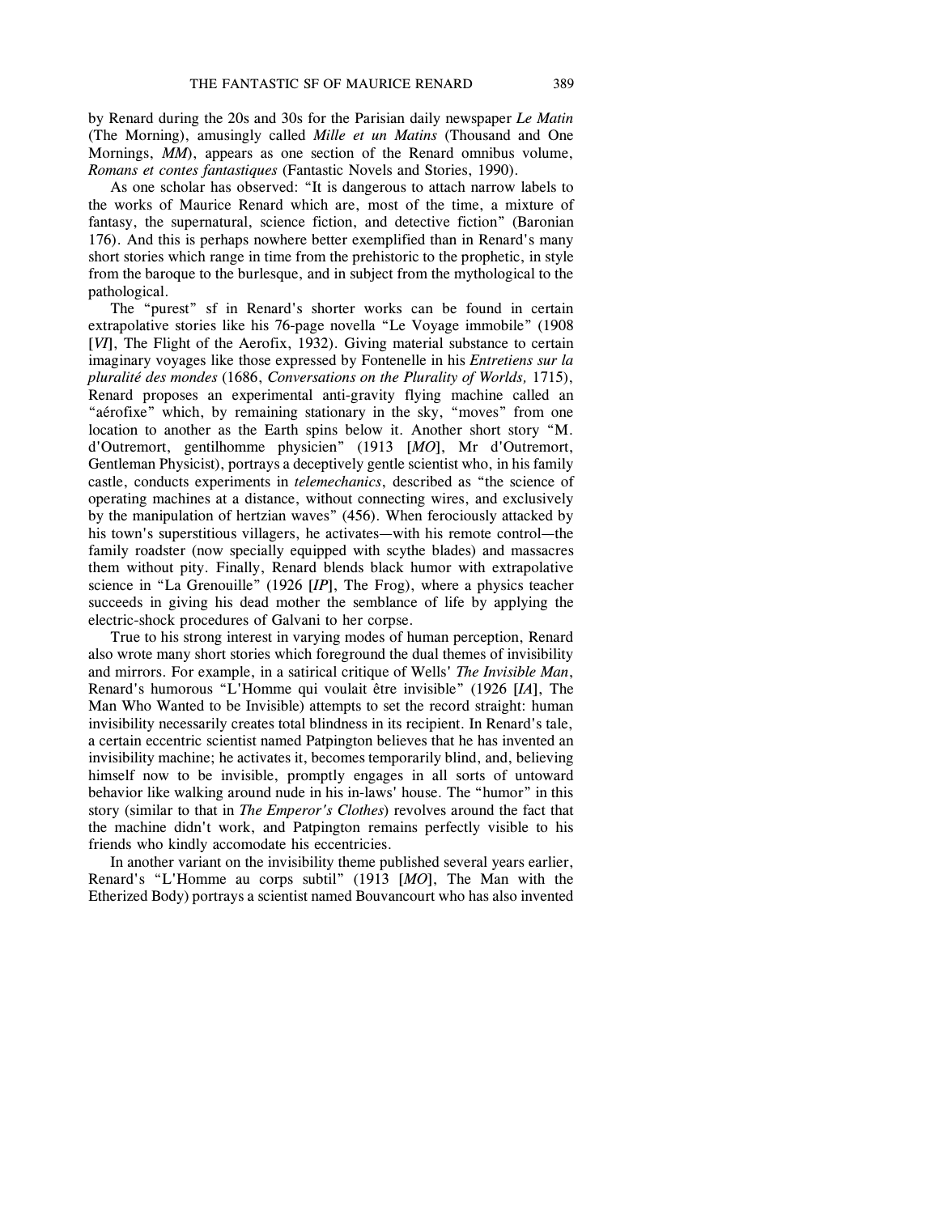by Renard during the 20s and 30s for the Parisian daily newspaper *Le Matin* (The Morning), amusingly called *Mille et un Matins* (Thousand and One Mornings, *MM*), appears as one section of the Renard omnibus volume, *Romans et contes fantastiques* (Fantastic Novels and Stories, 1990).

As one scholar has observed: "It is dangerous to attach narrow labels to the works of Maurice Renard which are, most of the time, a mixture of fantasy, the supernatural, science fiction, and detective fiction" (Baronian 176). And this is perhaps nowhere better exemplified than in Renard's many short stories which range in time from the prehistoric to the prophetic, in style from the baroque to the burlesque, and in subject from the mythological to the pathological.

The "purest" sf in Renard's shorter works can be found in certain extrapolative stories like his 76-page novella "Le Voyage immobile" (1908 [*VI*], The Flight of the Aerofix, 1932). Giving material substance to certain imaginary voyages like those expressed by Fontenelle in his *Entretiens sur la pluralité des mondes* (1686, *Conversations on the Plurality of Worlds,* 1715), Renard proposes an experimental anti-gravity flying machine called an "aérofixe" which, by remaining stationary in the sky, "moves" from one location to another as the Earth spins below it. Another short story "M. d'Outremort, gentilhomme physicien" (1913 [*MO*], Mr d'Outremort, Gentleman Physicist), portrays a deceptively gentle scientist who, in his family castle, conducts experiments in *telemechanics*, described as "the science of operating machines at a distance, without connecting wires, and exclusively by the manipulation of hertzian waves" (456). When ferociously attacked by his town's superstitious villagers, he activates—with his remote control—the family roadster (now specially equipped with scythe blades) and massacres them without pity. Finally, Renard blends black humor with extrapolative science in "La Grenouille" (1926 [*IP*], The Frog), where a physics teacher succeeds in giving his dead mother the semblance of life by applying the electric-shock procedures of Galvani to her corpse.

True to his strong interest in varying modes of human perception, Renard also wrote many short stories which foreground the dual themes of invisibility and mirrors. For example, in a satirical critique of Wells' *The Invisible Man*, Renard's humorous "L'Homme qui voulait être invisible" (1926 [*IA*], The Man Who Wanted to be Invisible) attempts to set the record straight: human invisibility necessarily creates total blindness in its recipient. In Renard's tale, a certain eccentric scientist named Patpington believes that he has invented an invisibility machine; he activates it, becomes temporarily blind, and, believing himself now to be invisible, promptly engages in all sorts of untoward behavior like walking around nude in his in-laws' house. The "humor" in this story (similar to that in *The Emperor's Clothes*) revolves around the fact that the machine didn't work, and Patpington remains perfectly visible to his friends who kindly accomodate his eccentricities.

In another variant on the invisibility theme published several years earlier, Renard's "L'Homme au corps subtil" (1913 [*MO*], The Man with the Etherized Body) portrays a scientist named Bouvancourt who has also invented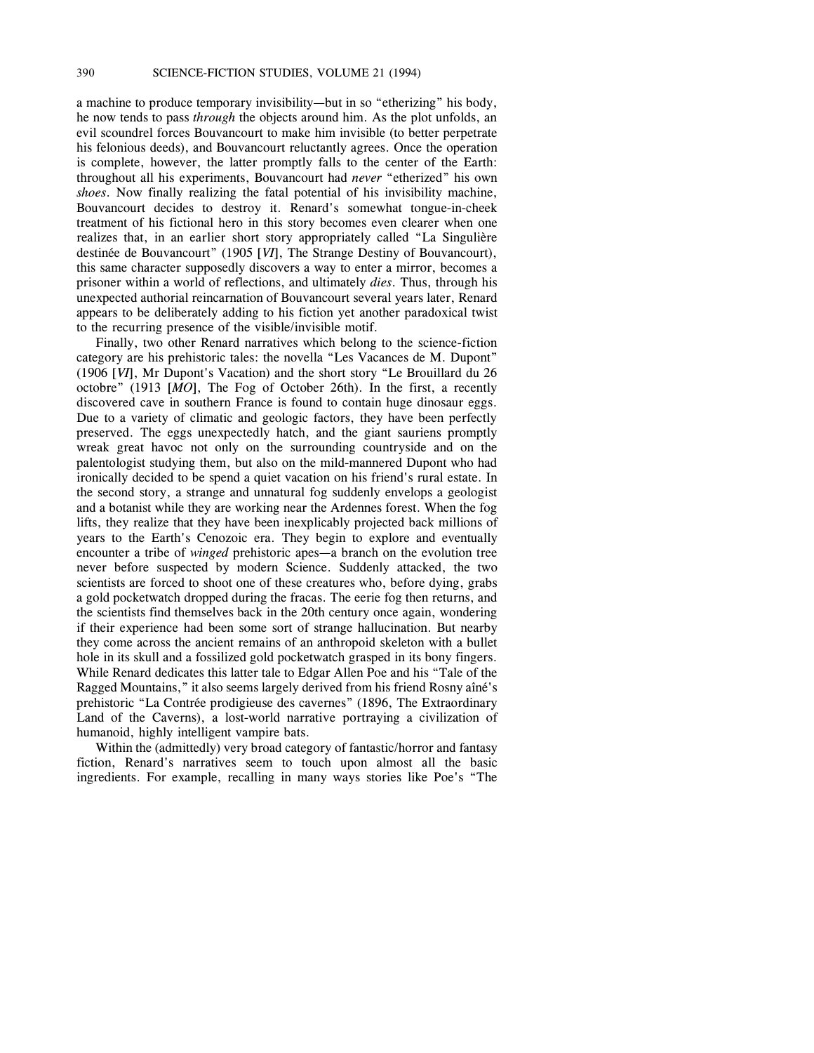a machine to produce temporary invisibility—but in so "etherizing" his body, he now tends to pass *through* the objects around him. As the plot unfolds, an evil scoundrel forces Bouvancourt to make him invisible (to better perpetrate his felonious deeds), and Bouvancourt reluctantly agrees. Once the operation is complete, however, the latter promptly falls to the center of the Earth: throughout all his experiments, Bouvancourt had *never* "etherized" his own *shoes*. Now finally realizing the fatal potential of his invisibility machine, Bouvancourt decides to destroy it. Renard's somewhat tongue-in-cheek treatment of his fictional hero in this story becomes even clearer when one realizes that, in an earlier short story appropriately called "La Singulière destinée de Bouvancourt" (1905 [*VI*], The Strange Destiny of Bouvancourt), this same character supposedly discovers a way to enter a mirror, becomes a prisoner within a world of reflections, and ultimately *dies*. Thus, through his unexpected authorial reincarnation of Bouvancourt several years later, Renard appears to be deliberately adding to his fiction yet another paradoxical twist to the recurring presence of the visible/invisible motif.

Finally, two other Renard narratives which belong to the science-fiction category are his prehistoric tales: the novella "Les Vacances de M. Dupont" (1906 [*VI*], Mr Dupont's Vacation) and the short story "Le Brouillard du 26 octobre" (1913 [*MO*], The Fog of October 26th). In the first, a recently discovered cave in southern France is found to contain huge dinosaur eggs. Due to a variety of climatic and geologic factors, they have been perfectly preserved. The eggs unexpectedly hatch, and the giant sauriens promptly wreak great havoc not only on the surrounding countryside and on the palentologist studying them, but also on the mild-mannered Dupont who had ironically decided to be spend a quiet vacation on his friend's rural estate. In the second story, a strange and unnatural fog suddenly envelops a geologist and a botanist while they are working near the Ardennes forest. When the fog lifts, they realize that they have been inexplicably projected back millions of years to the Earth's Cenozoic era. They begin to explore and eventually encounter a tribe of *winged* prehistoric apes—a branch on the evolution tree never before suspected by modern Science. Suddenly attacked, the two scientists are forced to shoot one of these creatures who, before dying, grabs a gold pocketwatch dropped during the fracas. The eerie fog then returns, and the scientists find themselves back in the 20th century once again, wondering if their experience had been some sort of strange hallucination. But nearby they come across the ancient remains of an anthropoid skeleton with a bullet hole in its skull and a fossilized gold pocketwatch grasped in its bony fingers. While Renard dedicates this latter tale to Edgar Allen Poe and his "Tale of the Ragged Mountains," it also seems largely derived from his friend Rosny aîné's prehistoric "La Contrée prodigieuse des cavernes" (1896, The Extraordinary Land of the Caverns), a lost-world narrative portraying a civilization of humanoid, highly intelligent vampire bats.

Within the (admittedly) very broad category of fantastic/horror and fantasy fiction, Renard's narratives seem to touch upon almost all the basic ingredients. For example, recalling in many ways stories like Poe's "The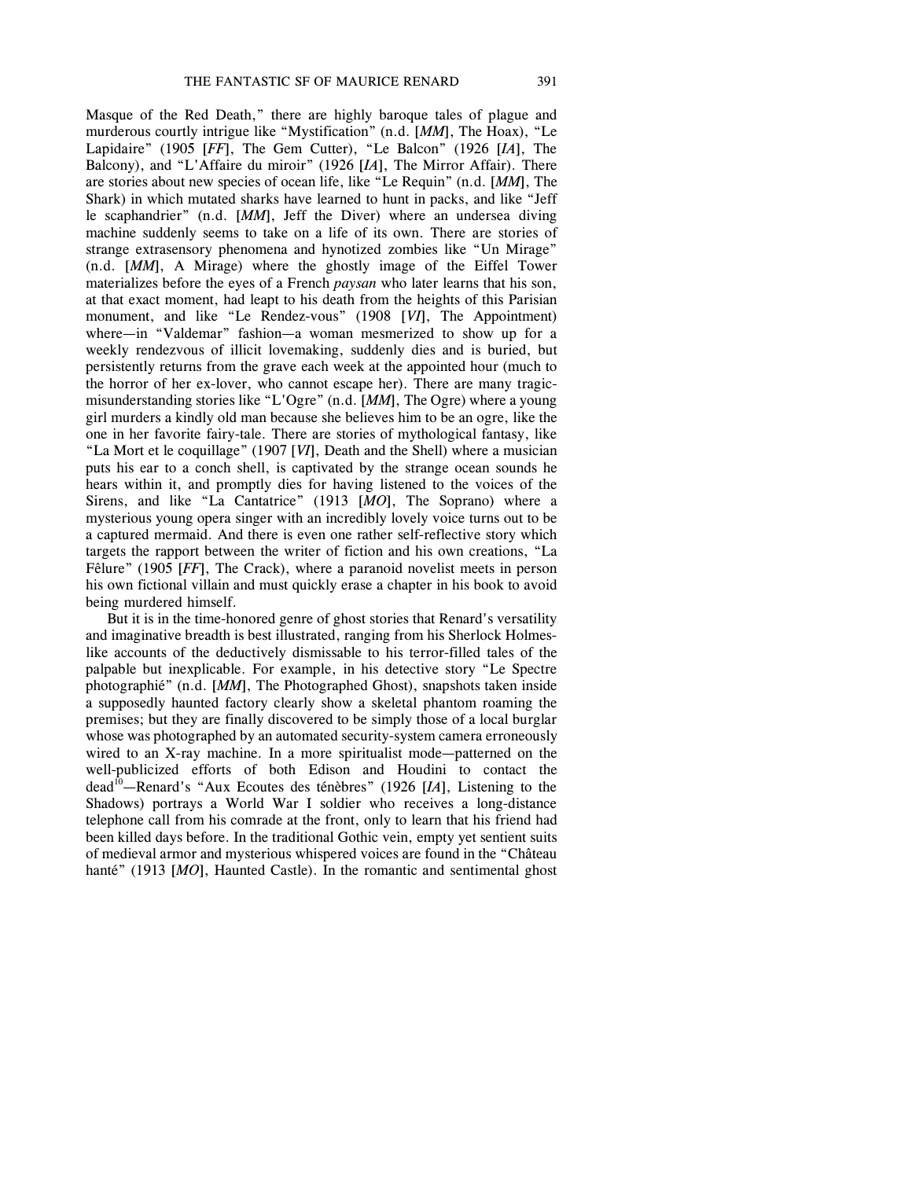Masque of the Red Death," there are highly baroque tales of plague and murderous courtly intrigue like "Mystification" (n.d. [*MM*], The Hoax), "Le Lapidaire" (1905 [*FF*], The Gem Cutter), "Le Balcon" (1926 [*IA*], The Balcony), and "L'Affaire du miroir" (1926 [*IA*], The Mirror Affair). There are stories about new species of ocean life, like "Le Requin" (n.d. [*MM*], The Shark) in which mutated sharks have learned to hunt in packs, and like "Jeff le scaphandrier" (n.d. [*MM*], Jeff the Diver) where an undersea diving machine suddenly seems to take on a life of its own. There are stories of strange extrasensory phenomena and hynotized zombies like "Un Mirage" (n.d. [*MM*], A Mirage) where the ghostly image of the Eiffel Tower materializes before the eyes of a French *paysan* who later learns that his son, at that exact moment, had leapt to his death from the heights of this Parisian monument, and like "Le Rendez-vous" (1908 [*VI*], The Appointment) where—in "Valdemar" fashion—a woman mesmerized to show up for a weekly rendezvous of illicit lovemaking, suddenly dies and is buried, but persistently returns from the grave each week at the appointed hour (much to the horror of her ex-lover, who cannot escape her). There are many tragic-misunderstanding stories like "L'Ogre" (n.d. [*MM*], The Ogre) where a young girl murders a kindly old man because she believes him to be an ogre, like the one in her favorite fairy-tale. There are stories of mythological fantasy, like "La Mort et le coquillage" (1907 [*VI*], Death and the Shell) where a musician puts his ear to a conch shell, is captivated by the strange ocean sounds he hears within it, and promptly dies for having listened to the voices of the Sirens, and like "La Cantatrice" (1913 [*MO*], The Soprano) where a mysterious young opera singer with an incredibly lovely voice turns out to be a captured mermaid. And there is even one rather self-reflective story which targets the rapport between the writer of fiction and his own creations, "La Fêlure" (1905 [*FF*], The Crack), where a paranoid novelist meets in person his own fictional villain and must quickly erase a chapter in his book to avoid being murdered himself.

But it is in the time-honored genre of ghost stories that Renard's versatility and imaginative breadth is best illustrated, ranging from his Sherlock Holmes-like accounts of the deductively dismissable to his terror-filled tales of the palpable but inexplicable. For example, in his detective story "Le Spectre photographié" (n.d. [*MM*], The Photographed Ghost), snapshots taken inside a supposedly haunted factory clearly show a skeletal phantom roaming the premises; but they are finally discovered to be simply those of a local burglar whose was photographed by an automated security-system camera erroneously wired to an X-ray machine. In a more spiritualist mode—patterned on the well-publicized efforts of both Edison and Houdini to contact the dead[10]—Renard's "Aux Ecoutes des ténèbres" (1926 [*IA*], Listening to the Shadows) portrays a World War I soldier who receives a long-distance telephone call from his comrade at the front, only to learn that his friend had been killed days before. In the traditional Gothic vein, empty yet sentient suits of medieval armor and mysterious whispered voices are found in the "Château hanté" (1913 [*MO*], Haunted Castle). In the romantic and sentimental ghost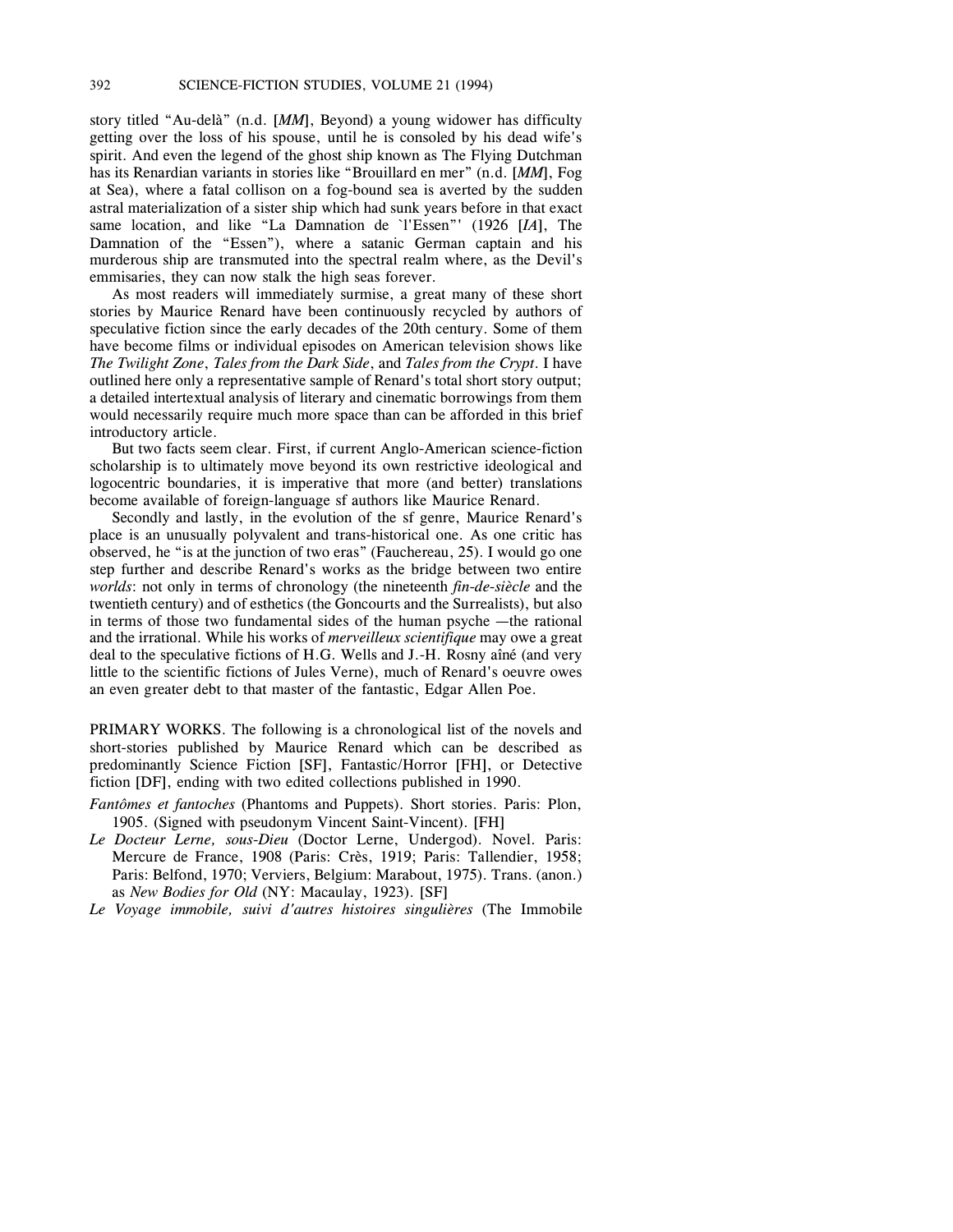story titled "Au-delà" (n.d. [*MM*], Beyond) a young widower has difficulty getting over the loss of his spouse, until he is consoled by his dead wife's spirit. And even the legend of the ghost ship known as The Flying Dutchman has its Renardian variants in stories like "Brouillard en mer" (n.d. [*MM*], Fog at Sea), where a fatal collison on a fog-bound sea is averted by the sudden astral materialization of a sister ship which had sunk years before in that exact same location, and like "La Damnation de `l'Essen"' (1926 [*IA*], The Damnation of the "Essen"), where a satanic German captain and his murderous ship are transmuted into the spectral realm where, as the Devil's emmisaries, they can now stalk the high seas forever.

As most readers will immediately surmise, a great many of these short stories by Maurice Renard have been continuously recycled by authors of speculative fiction since the early decades of the 20th century. Some of them have become films or individual episodes on American television shows like *The Twilight Zone*, *Tales from the Dark Side*, and *Tales from the Crypt*. I have outlined here only a representative sample of Renard's total short story output; a detailed intertextual analysis of literary and cinematic borrowings from them would necessarily require much more space than can be afforded in this brief introductory article.

But two facts seem clear. First, if current Anglo-American science-fiction scholarship is to ultimately move beyond its own restrictive ideological and logocentric boundaries, it is imperative that more (and better) translations become available of foreign-language sf authors like Maurice Renard.

Secondly and lastly, in the evolution of the sf genre, Maurice Renard's place is an unusually polyvalent and trans-historical one. As one critic has observed, he "is at the junction of two eras" (Fauchereau, 25). I would go one step further and describe Renard's works as the bridge between two entire *worlds*: not only in terms of chronology (the nineteenth *fin-de-siècle* and the twentieth century) and of esthetics (the Goncourts and the Surrealists), but also in terms of those two fundamental sides of the human psyche —the rational and the irrational. While his works of *merveilleux scientifique* may owe a great deal to the speculative fictions of H.G. Wells and J.-H. Rosny aîné (and very little to the scientific fictions of Jules Verne), much of Renard's oeuvre owes an even greater debt to that master of the fantastic, Edgar Allen Poe.

PRIMARY WORKS. The following is a chronological list of the novels and short-stories published by Maurice Renard which can be described as predominantly Science Fiction [SF], Fantastic/Horror [FH], or Detective fiction [DF], ending with two edited collections published in 1990.

*Fantômes et fantoches* (Phantoms and Puppets). Short stories. Paris: Plon, 1905. (Signed with pseudonym Vincent Saint-Vincent). [FH]

*Le Docteur Lerne, sous-Dieu* (Doctor Lerne, Undergod). Novel. Paris: Mercure de France, 1908 (Paris: Crès, 1919; Paris: Tallendier, 1958; Paris: Belfond, 1970; Verviers, Belgium: Marabout, 1975). Trans. (anon.) as *New Bodies for Old* (NY: Macaulay, 1923). [SF]

*Le Voyage immobile, suivi d'autres histoires singulières* (The Immobile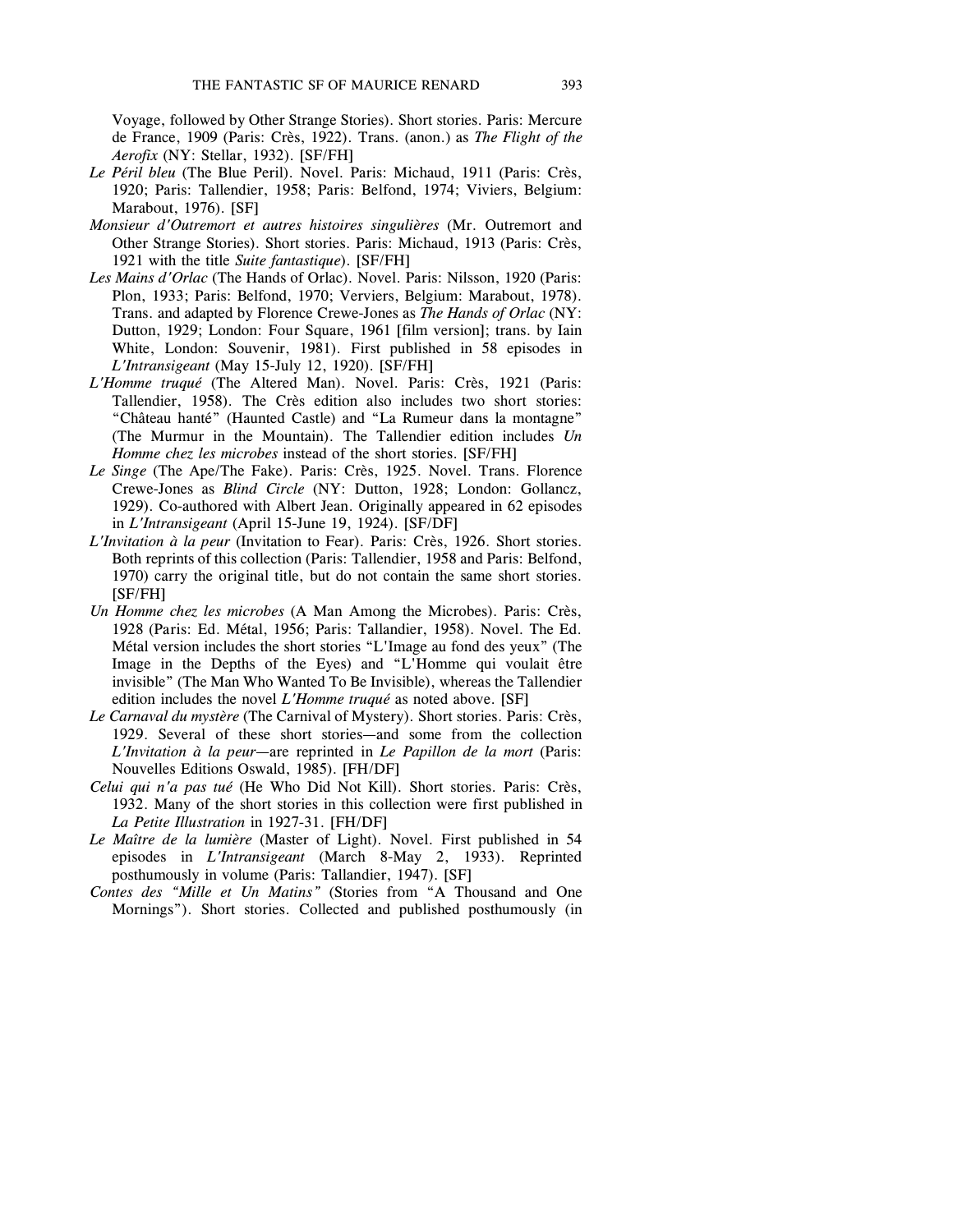Voyage, followed by Other Strange Stories). Short stories. Paris: Mercure de France, 1909 (Paris: Crès, 1922). Trans. (anon.) as *The Flight of the Aerofix* (NY: Stellar, 1932). [SF/FH]

*Le Péril bleu* (The Blue Peril). Novel. Paris: Michaud, 1911 (Paris: Crès, 1920; Paris: Tallendier, 1958; Paris: Belfond, 1974; Viviers, Belgium: Marabout, 1976). [SF]

*Monsieur d'Outremort et autres histoires singulières* (Mr. Outremort and Other Strange Stories). Short stories. Paris: Michaud, 1913 (Paris: Crès, 1921 with the title *Suite fantastique*). [SF/FH]

*Les Mains d'Orlac* (The Hands of Orlac). Novel. Paris: Nilsson, 1920 (Paris: Plon, 1933; Paris: Belfond, 1970; Verviers, Belgium: Marabout, 1978). Trans. and adapted by Florence Crewe-Jones as *The Hands of Orlac* (NY: Dutton, 1929; London: Four Square, 1961 [film version]; trans. by Iain White, London: Souvenir, 1981). First published in 58 episodes in *L'Intransigeant* (May 15-July 12, 1920). [SF/FH]

*L'Homme truqué* (The Altered Man). Novel. Paris: Crès, 1921 (Paris: Tallendier, 1958). The Crès edition also includes two short stories: "Château hanté" (Haunted Castle) and "La Rumeur dans la montagne" (The Murmur in the Mountain). The Tallendier edition includes *Un Homme chez les microbes* instead of the short stories. [SF/FH]

*Le Singe* (The Ape/The Fake). Paris: Crès, 1925. Novel. Trans. Florence Crewe-Jones as *Blind Circle* (NY: Dutton, 1928; London: Gollancz, 1929). Co-authored with Albert Jean. Originally appeared in 62 episodes in *L'Intransigeant* (April 15-June 19, 1924). [SF/DF]

*L'Invitation à la peur* (Invitation to Fear). Paris: Crès, 1926. Short stories. Both reprints of this collection (Paris: Tallendier, 1958 and Paris: Belfond, 1970) carry the original title, but do not contain the same short stories. [SF/FH]

*Un Homme chez les microbes* (A Man Among the Microbes). Paris: Crès, 1928 (Paris: Ed. Métal, 1956; Paris: Tallandier, 1958). Novel. The Ed. Métal version includes the short stories "L'Image au fond des yeux" (The Image in the Depths of the Eyes) and "L'Homme qui voulait être invisible" (The Man Who Wanted To Be Invisible), whereas the Tallendier edition includes the novel *L'Homme truqué* as noted above. [SF]

*Le Carnaval du mystère* (The Carnival of Mystery). Short stories. Paris: Crès, 1929. Several of these short stories—and some from the collection *L'Invitation à la peur*—are reprinted in *Le Papillon de la mort* (Paris: Nouvelles Editions Oswald, 1985). [FH/DF]

*Celui qui n'a pas tué* (He Who Did Not Kill). Short stories. Paris: Crès, 1932. Many of the short stories in this collection were first published in *La Petite Illustration* in 1927-31. [FH/DF]

*Le Maître de la lumière* (Master of Light). Novel. First published in 54 episodes in *L'Intransigeant* (March 8-May 2, 1933). Reprinted posthumously in volume (Paris: Tallandier, 1947). [SF]

*Contes des "Mille et Un Matins"* (Stories from "A Thousand and One Mornings"). Short stories. Collected and published posthumously (in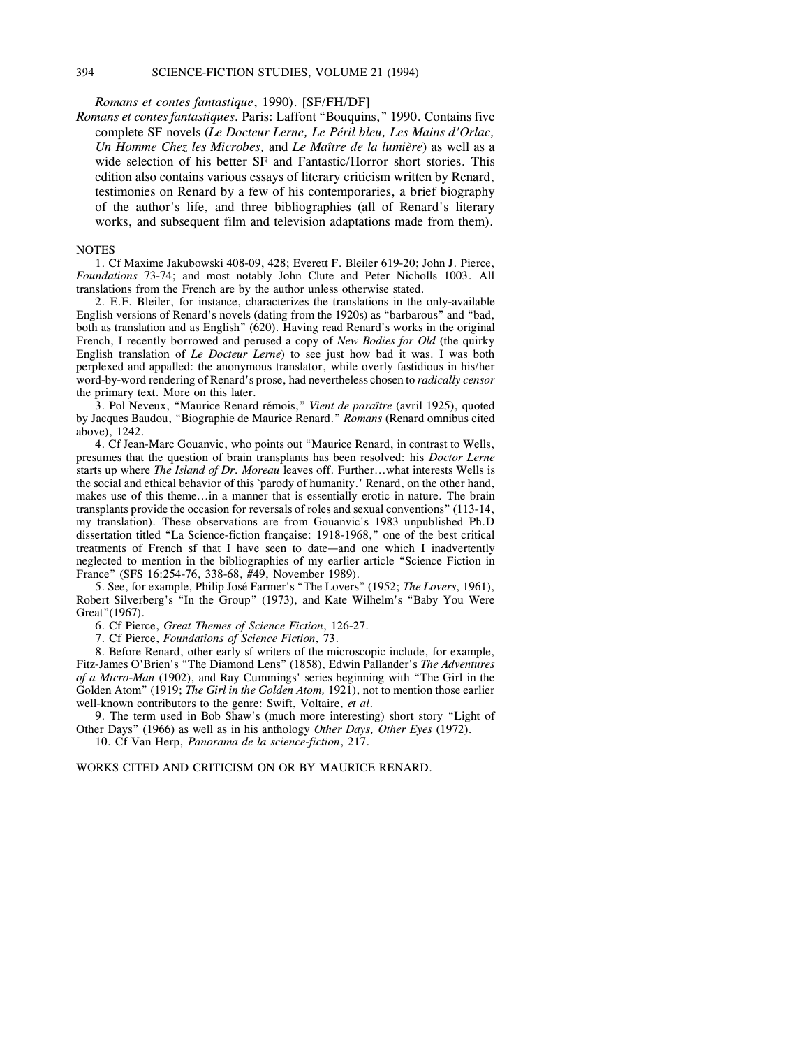*Romans et contes fantastique*, 1990). [SF/FH/DF]

*Romans et contes fantastiques*. Paris: Laffont "Bouquins," 1990. Contains five complete SF novels (*Le Docteur Lerne, Le Péril bleu, Les Mains d'Orlac, Un Homme Chez les Microbes,* and *Le Maître de la lumière*) as well as a wide selection of his better SF and Fantastic/Horror short stories. This edition also contains various essays of literary criticism written by Renard, testimonies on Renard by a few of his contemporaries, a brief biography of the author's life, and three bibliographies (all of Renard's literary works, and subsequent film and television adaptations made from them).

NOTES

1. Cf Maxime Jakubowski 408-09, 428; Everett F. Bleiler 619-20; John J. Pierce, *Foundations* 73-74; and most notably John Clute and Peter Nicholls 1003. All translations from the French are by the author unless otherwise stated.

2. E.F. Bleiler, for instance, characterizes the translations in the only-available English versions of Renard's novels (dating from the 1920s) as "barbarous" and "bad, both as translation and as English" (620). Having read Renard's works in the original French, I recently borrowed and perused a copy of *New Bodies for Old* (the quirky English translation of *Le Docteur Lerne*) to see just how bad it was. I was both perplexed and appalled: the anonymous translator, while overly fastidious in his/her word-by-word rendering of Renard's prose, had nevertheless chosen to *radically censor* the primary text. More on this later.

3. Pol Neveux, "Maurice Renard rémois," *Vient de paraître* (avril 1925), quoted by Jacques Baudou, "Biographie de Maurice Renard." *Romans* (Renard omnibus cited above), 1242.

4. Cf Jean-Marc Gouanvic, who points out "Maurice Renard, in contrast to Wells, presumes that the question of brain transplants has been resolved: his *Doctor Lerne* starts up where *The Island of Dr. Moreau* leaves off. Further...what interests Wells is the social and ethical behavior of this `parody of humanity.' Renard, on the other hand, makes use of this theme...in a manner that is essentially erotic in nature. The brain transplants provide the occasion for reversals of roles and sexual conventions" (113-14, my translation). These observations are from Gouanvic's 1983 unpublished Ph.D dissertation titled "La Science-fiction française: 1918-1968," one of the best critical treatments of French sf that I have seen to date—and one which I inadvertently neglected to mention in the bibliographies of my earlier article "Science Fiction in France" (SFS 16:254-76, 338-68, #49, November 1989).

5. See, for example, Philip José Farmer's "The Lovers" (1952; *The Lovers*, 1961), Robert Silverberg's "In the Group" (1973), and Kate Wilhelm's "Baby You Were Great"(1967).

6. Cf Pierce, *Great Themes of Science Fiction*, 126-27.

7. Cf Pierce, *Foundations of Science Fiction*, 73.

8. Before Renard, other early sf writers of the microscopic include, for example, Fitz-James O'Brien's "The Diamond Lens" (1858), Edwin Pallander's *The Adventures of a Micro-Man* (1902), and Ray Cummings' series beginning with "The Girl in the Golden Atom" (1919; *The Girl in the Golden Atom,* 1921), not to mention those earlier well-known contributors to the genre: Swift, Voltaire, *et al*.

9. The term used in Bob Shaw's (much more interesting) short story "Light of Other Days" (1966) as well as in his anthology *Other Days, Other Eyes* (1972).

10. Cf Van Herp, *Panorama de la science-fiction*, 217.

WORKS CITED AND CRITICISM ON OR BY MAURICE RENARD.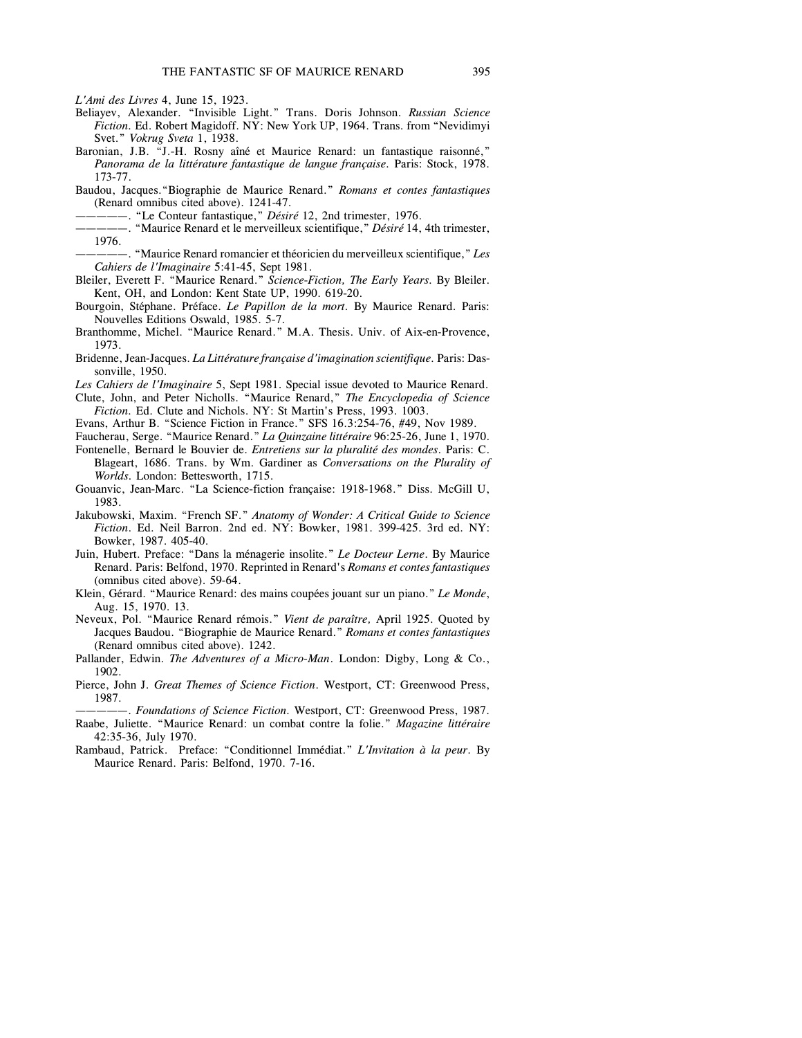*L'Ami des Livres* 4, June 15, 1923.

Beliayev, Alexander. "Invisible Light." Trans. Doris Johnson. *Russian Science Fiction*. Ed. Robert Magidoff. NY: New York UP, 1964. Trans. from "Nevidimyi Svet." *Vokrug Sveta* 1, 1938.

Baronian, J.B. "J.-H. Rosny aîné et Maurice Renard: un fantastique raisonné," *Panorama de la littérature fantastique de langue française*. Paris: Stock, 1978. 173-77.

Baudou, Jacques. "Biographie de Maurice Renard." *Romans et contes fantastiques* (Renard omnibus cited above). 1241-47.

———. "Le Conteur fantastique," *Désiré* 12, 2nd trimester, 1976.

———. "Maurice Renard et le merveilleux scientifique," *Désiré* 14, 4th trimester, 1976.

———. "Maurice Renard romancier et théoricien du merveilleux scientifique," *Les Cahiers de l'Imaginaire* 5:41-45, Sept 1981.

Bleiler, Everett F. "Maurice Renard." *Science-Fiction, The Early Years*. By Bleiler. Kent, OH, and London: Kent State UP, 1990. 619-20.

Bourgoin, Stéphane. Préface. *Le Papillon de la mort*. By Maurice Renard. Paris: Nouvelles Editions Oswald, 1985. 5-7.

Branthomme, Michel. "Maurice Renard." M.A. Thesis. Univ. of Aix-en-Provence, 1973.

Bridenne, Jean-Jacques. *La Littérature française d'imagination scientifique*. Paris: Dassonville, 1950.

*Les Cahiers de l'Imaginaire* 5, Sept 1981. Special issue devoted to Maurice Renard.

Clute, John, and Peter Nicholls. "Maurice Renard," *The Encyclopedia of Science Fiction*. Ed. Clute and Nichols. NY: St Martin's Press, 1993. 1003.

Evans, Arthur B. "Science Fiction in France." SFS 16.3:254-76, #49, Nov 1989.

Faucherau, Serge. "Maurice Renard." *La Quinzaine littéraire* 96:25-26, June 1, 1970.

Fontenelle, Bernard le Bouvier de. *Entretiens sur la pluralité des mondes*. Paris: C. Blageart, 1686. Trans. by Wm. Gardiner as *Conversations on the Plurality of Worlds*. London: Bettesworth, 1715.

Gouanvic, Jean-Marc. "La Science-fiction française: 1918-1968." Diss. McGill U, 1983.

Jakubowski, Maxim. "French SF." *Anatomy of Wonder: A Critical Guide to Science Fiction*. Ed. Neil Barron. 2nd ed. NY: Bowker, 1981. 399-425. 3rd ed. NY: Bowker, 1987. 405-40.

Juin, Hubert. Preface: "Dans la ménagerie insolite." *Le Docteur Lerne*. By Maurice Renard. Paris: Belfond, 1970. Reprinted in Renard's *Romans et contes fantastiques* (omnibus cited above). 59-64.

Klein, Gérard. "Maurice Renard: des mains coupées jouant sur un piano." *Le Monde*, Aug. 15, 1970. 13.

Neveux, Pol. "Maurice Renard rémois." *Vient de paraître,* April 1925. Quoted by Jacques Baudou. "Biographie de Maurice Renard." *Romans et contes fantastiques* (Renard omnibus cited above). 1242.

Pallander, Edwin. *The Adventures of a Micro-Man*. London: Digby, Long & Co., 1902.

Pierce, John J. *Great Themes of Science Fiction*. Westport, CT: Greenwood Press, 1987.

———. *Foundations of Science Fiction*. Westport, CT: Greenwood Press, 1987.

Raabe, Juliette. "Maurice Renard: un combat contre la folie." *Magazine littéraire* 42:35-36, July 1970.

Rambaud, Patrick. Preface: "Conditionnel Immédiat." *L'Invitation à la peur*. By Maurice Renard. Paris: Belfond, 1970. 7-16.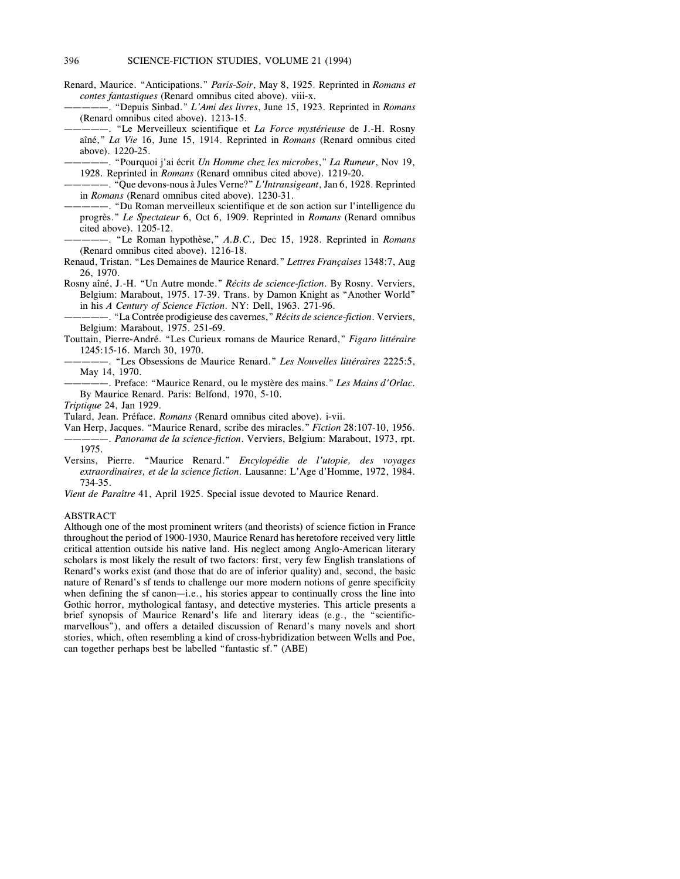Renard, Maurice. "Anticipations." *Paris-Soir*, May 8, 1925. Reprinted in *Romans et contes fantastiques* (Renard omnibus cited above). viii-x.

———. "Depuis Sinbad." *L'Ami des livres*, June 15, 1923. Reprinted in *Romans* (Renard omnibus cited above). 1213-15.

———. "Le Merveilleux scientifique et *La Force mystérieuse* de J.-H. Rosny aîné," *La Vie* 16, June 15, 1914. Reprinted in *Romans* (Renard omnibus cited above). 1220-25.

———. "Pourquoi j'ai écrit *Un Homme chez les microbes*," *La Rumeur*, Nov 19, 1928. Reprinted in *Romans* (Renard omnibus cited above). 1219-20.

———. "Que devons-nous à Jules Verne?" *L'Intransigeant*, Jan 6, 1928. Reprinted in *Romans* (Renard omnibus cited above). 1230-31.

———. "Du Roman merveilleux scientifique et de son action sur l'intelligence du progrès." *Le Spectateur* 6, Oct 6, 1909. Reprinted in *Romans* (Renard omnibus cited above). 1205-12.

———. "Le Roman hypothèse," *A.B.C.,* Dec 15, 1928. Reprinted in *Romans* (Renard omnibus cited above). 1216-18.

Renaud, Tristan. "Les Demaines de Maurice Renard." *Lettres Françaises* 1348:7, Aug 26, 1970.

Rosny aîné, J.-H. "Un Autre monde." *Récits de science-fiction*. By Rosny. Verviers, Belgium: Marabout, 1975. 17-39. Trans. by Damon Knight as "Another World" in his *A Century of Science Fiction*. NY: Dell, 1963. 271-96.

———. "La Contrée prodigieuse des cavernes," *Récits de science-fiction*. Verviers, Belgium: Marabout, 1975. 251-69.

Touttain, Pierre-André. "Les Curieux romans de Maurice Renard," *Figaro littéraire* 1245:15-16. March 30, 1970.

———. "Les Obsessions de Maurice Renard." *Les Nouvelles littéraires* 2225:5, May 14, 1970.

———. Preface: "Maurice Renard, ou le mystère des mains." *Les Mains d'Orlac*. By Maurice Renard. Paris: Belfond, 1970, 5-10.

*Triptique* 24, Jan 1929.

Tulard, Jean. Préface. *Romans* (Renard omnibus cited above). i-vii.

Van Herp, Jacques. "Maurice Renard, scribe des miracles." *Fiction* 28:107-10, 1956.

———. *Panorama de la science-fiction*. Verviers, Belgium: Marabout, 1973, rpt. 1975.

Versins, Pierre. "Maurice Renard." *Encylopédie de l'utopie, des voyages extraordinaires, et de la science fiction*. Lausanne: L'Age d'Homme, 1972, 1984. 734-35.

*Vient de Paraître* 41, April 1925. Special issue devoted to Maurice Renard.

## ABSTRACT

Although one of the most prominent writers (and theorists) of science fiction in France throughout the period of 1900-1930, Maurice Renard has heretofore received very little critical attention outside his native land. His neglect among Anglo-American literary scholars is most likely the result of two factors: first, very few English translations of Renard's works exist (and those that do are of inferior quality) and, second, the basic nature of Renard's sf tends to challenge our more modern notions of genre specificity when defining the sf canon—i.e., his stories appear to continually cross the line into Gothic horror, mythological fantasy, and detective mysteries. This article presents a brief synopsis of Maurice Renard's life and literary ideas (e.g., the "scientific-marvellous"), and offers a detailed discussion of Renard's many novels and short stories, which, often resembling a kind of cross-hybridization between Wells and Poe, can together perhaps best be labelled "fantastic sf." (ABE)